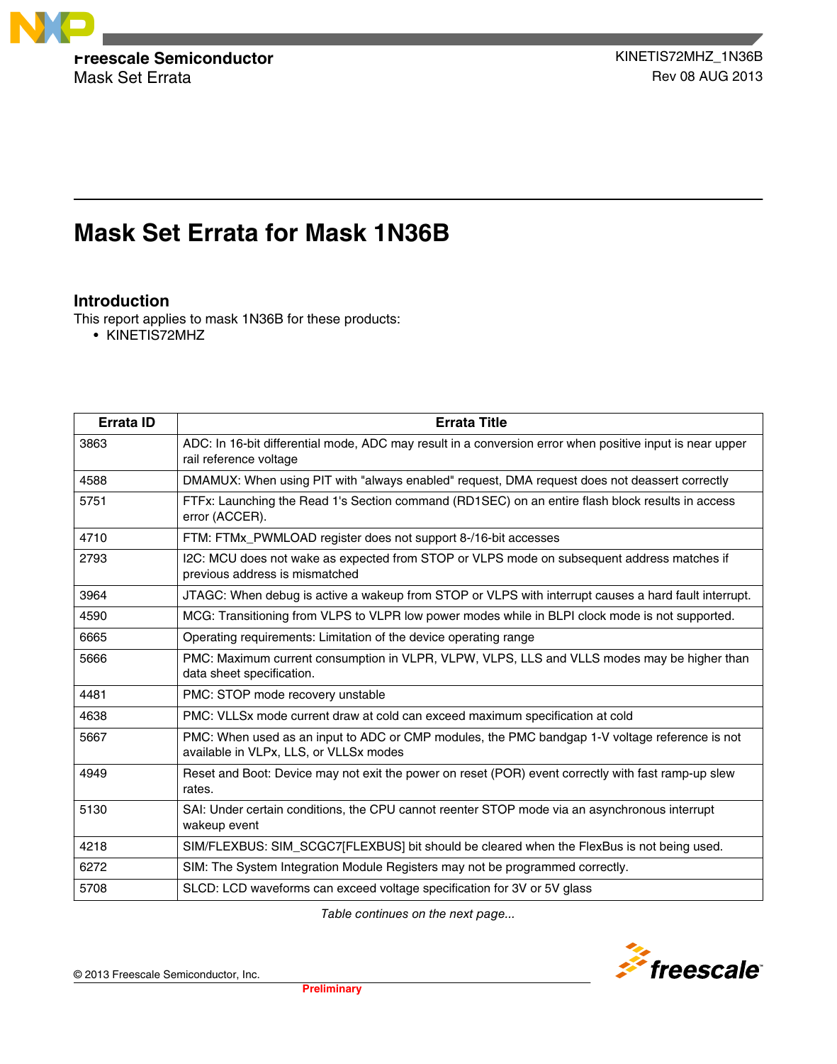# Mask Set Errata for Mask 1N36B

## Introduction

This report applies to mask 1N36B for these products:

- KINETIS72MHZ

| Errata ID | Errata Title |
|---|---|
| 3863 | ADC: In 16-bit differential mode, ADC may result in a conversion error when positive input is near upper rail reference voltage |
| 4588 | DMAMUX: When using PIT with "always enabled" request, DMA request does not deassert correctly |
| 5751 | FTFx: Launching the Read 1's Section command (RD1SEC) on an entire flash block results in access error (ACCER). |
| 4710 | FTM: FTMx_PWMLOAD register does not support 8-/16-bit accesses |
| 2793 | I2C: MCU does not wake as expected from STOP or VLPS mode on subsequent address matches if previous address is mismatched |
| 3964 | JTAGC: When debug is active a wakeup from STOP or VLPS with interrupt causes a hard fault interrupt. |
| 4590 | MCG: Transitioning from VLPS to VLPR low power modes while in BLPI clock mode is not supported. |
| 6665 | Operating requirements: Limitation of the device operating range |
| 5666 | PMC: Maximum current consumption in VLPR, VLPW, VLPS, LLS and VLLS modes may be higher than data sheet specification. |
| 4481 | PMC: STOP mode recovery unstable |
| 4638 | PMC: VLLSx mode current draw at cold can exceed maximum specification at cold |
| 5667 | PMC: When used as an input to ADC or CMP modules, the PMC bandgap 1-V voltage reference is not available in VLPx, LLS, or VLLSx modes |
| 4949 | Reset and Boot: Device may not exit the power on reset (POR) event correctly with fast ramp-up slew rates. |
| 5130 | SAI: Under certain conditions, the CPU cannot reenter STOP mode via an asynchronous interrupt wakeup event |
| 4218 | SIM/FLEXBUS: SIM_SCGC7[FLEXBUS] bit should be cleared when the FlexBus is not being used. |
| 6272 | SIM: The System Integration Module Registers may not be programmed correctly. |
| 5708 | SLCD: LCD waveforms can exceed voltage specification for 3V or 5V glass |

*Table continues on the next page...*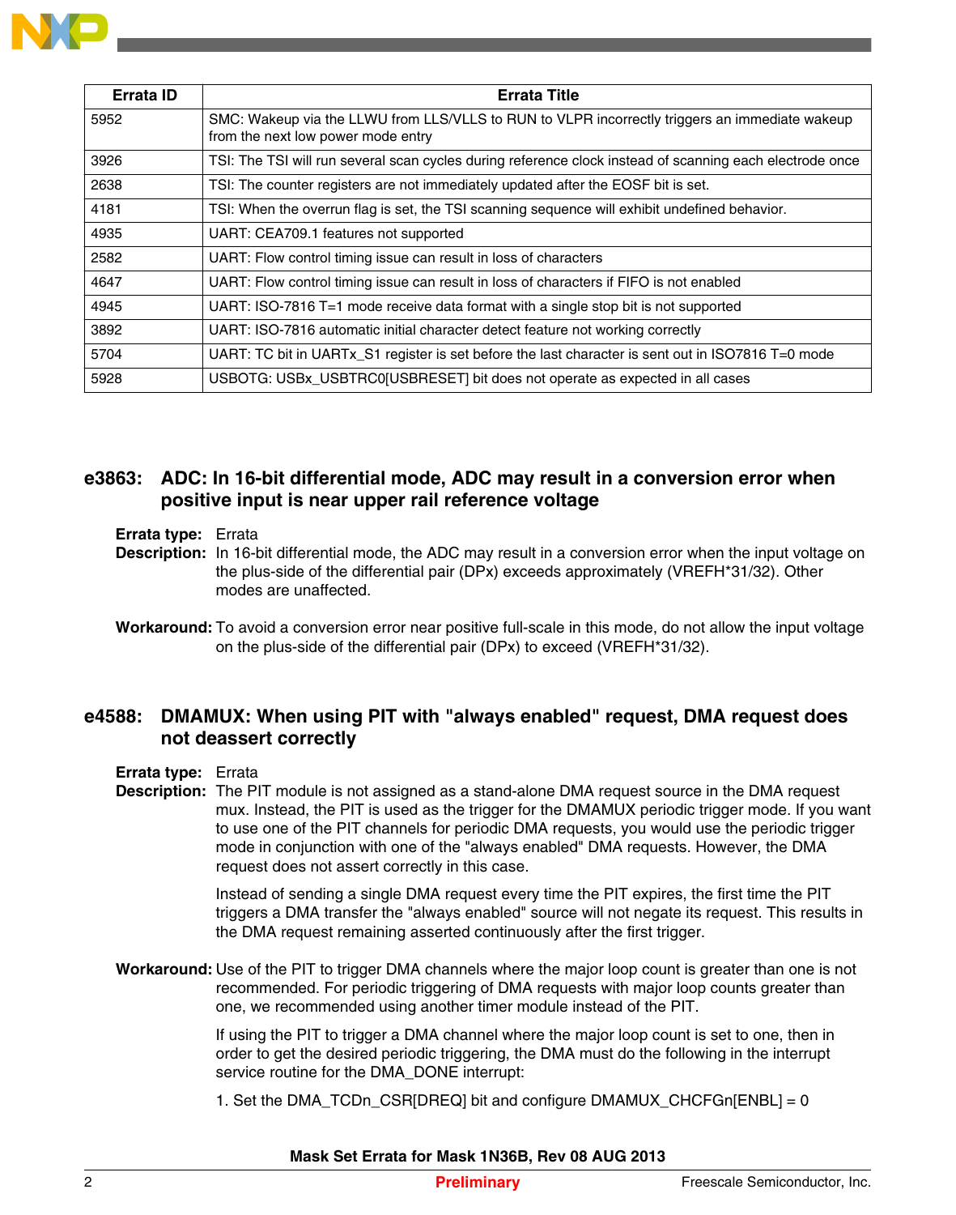| Errata ID | Errata Title |
|---|---|
| 5952 | SMC: Wakeup via the LLWU from LLS/VLLS to RUN to VLPR incorrectly triggers an immediate wakeup from the next low power mode entry |
| 3926 | TSI: The TSI will run several scan cycles during reference clock instead of scanning each electrode once |
| 2638 | TSI: The counter registers are not immediately updated after the EOSF bit is set. |
| 4181 | TSI: When the overrun flag is set, the TSI scanning sequence will exhibit undefined behavior. |
| 4935 | UART: CEA709.1 features not supported |
| 2582 | UART: Flow control timing issue can result in loss of characters |
| 4647 | UART: Flow control timing issue can result in loss of characters if FIFO is not enabled |
| 4945 | UART: ISO-7816 T=1 mode receive data format with a single stop bit is not supported |
| 3892 | UART: ISO-7816 automatic initial character detect feature not working correctly |
| 5704 | UART: TC bit in UARTx_S1 register is set before the last character is sent out in ISO7816 T=0 mode |
| 5928 | USBOTG: USBx_USBTRC0[USBRESET] bit does not operate as expected in all cases |

## e3863: ADC: In 16-bit differential mode, ADC may result in a conversion error when positive input is near upper rail reference voltage

**Errata type:** Errata

**Description:** In 16-bit differential mode, the ADC may result in a conversion error when the input voltage on the plus-side of the differential pair (DPx) exceeds approximately (VREFH*31/32). Other modes are unaffected.

**Workaround:** To avoid a conversion error near positive full-scale in this mode, do not allow the input voltage on the plus-side of the differential pair (DPx) to exceed (VREFH*31/32).

## e4588: DMAMUX: When using PIT with "always enabled" request, DMA request does not deassert correctly

**Errata type:** Errata

**Description:** The PIT module is not assigned as a stand-alone DMA request source in the DMA request mux. Instead, the PIT is used as the trigger for the DMAMUX periodic trigger mode. If you want to use one of the PIT channels for periodic DMA requests, you would use the periodic trigger mode in conjunction with one of the "always enabled" DMA requests. However, the DMA request does not assert correctly in this case.

Instead of sending a single DMA request every time the PIT expires, the first time the PIT triggers a DMA transfer the "always enabled" source will not negate its request. This results in the DMA request remaining asserted continuously after the first trigger.

**Workaround:** Use of the PIT to trigger DMA channels where the major loop count is greater than one is not recommended. For periodic triggering of DMA requests with major loop counts greater than one, we recommended using another timer module instead of the PIT.

If using the PIT to trigger a DMA channel where the major loop count is set to one, then in order to get the desired periodic triggering, the DMA must do the following in the interrupt service routine for the DMA_DONE interrupt:

1. Set the DMA_TCDn_CSR[DREQ] bit and configure DMAMUX_CHCFGn[ENBL] = 0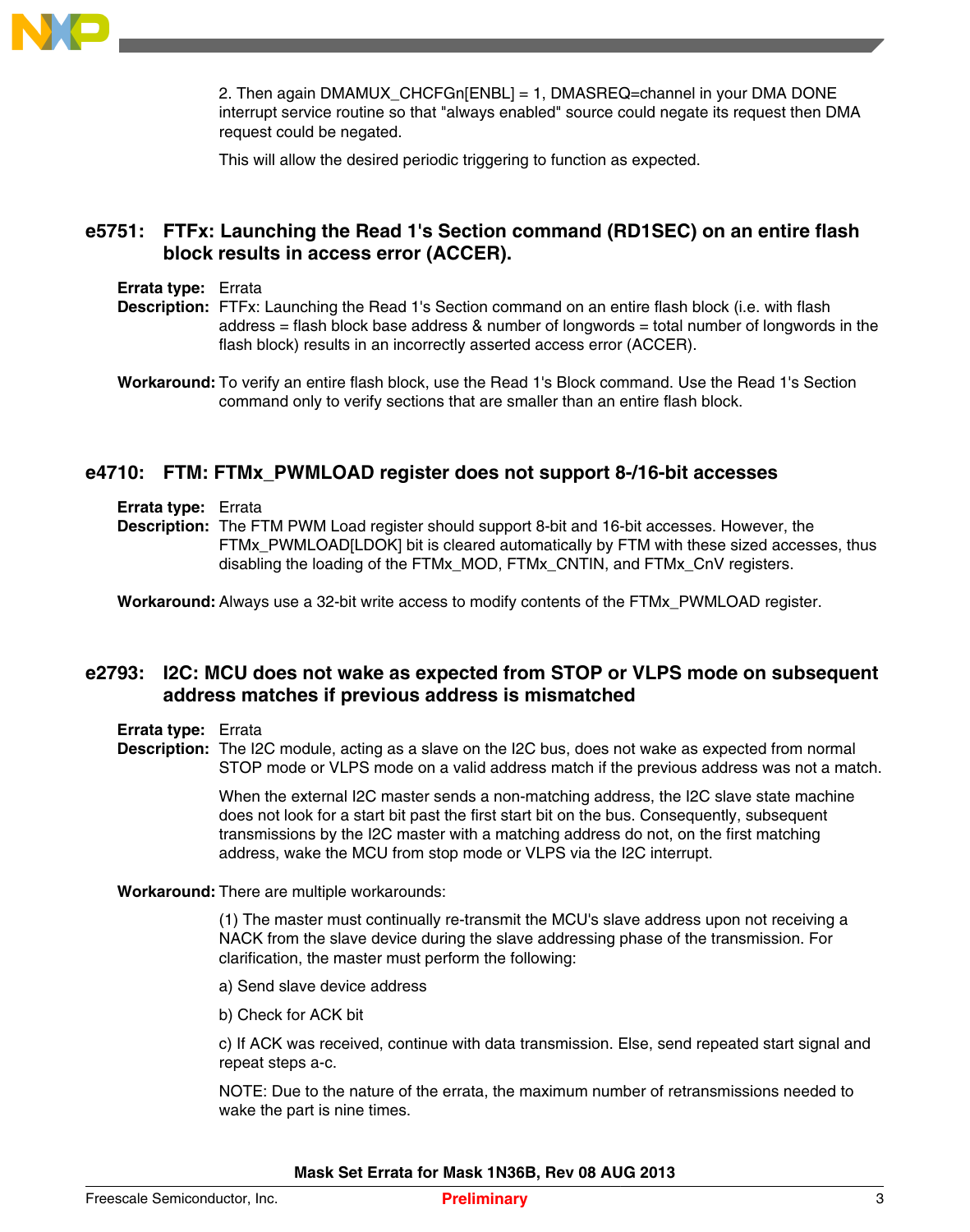2. Then again DMAMUX_CHCFGn[ENBL] = 1, DMASREQ=channel in your DMA DONE interrupt service routine so that "always enabled" source could negate its request then DMA request could be negated.

This will allow the desired periodic triggering to function as expected.

## e5751: FTFx: Launching the Read 1's Section command (RD1SEC) on an entire flash block results in access error (ACCER).

**Errata type:** Errata

**Description:** FTFx: Launching the Read 1's Section command on an entire flash block (i.e. with flash address = flash block base address & number of longwords = total number of longwords in the flash block) results in an incorrectly asserted access error (ACCER).

**Workaround:** To verify an entire flash block, use the Read 1's Block command. Use the Read 1's Section command only to verify sections that are smaller than an entire flash block.

## e4710: FTM: FTMx_PWMLOAD register does not support 8-/16-bit accesses

**Errata type:** Errata

**Description:** The FTM PWM Load register should support 8-bit and 16-bit accesses. However, the FTMx_PWMLOAD[LDOK] bit is cleared automatically by FTM with these sized accesses, thus disabling the loading of the FTMx_MOD, FTMx_CNTIN, and FTMx_CnV registers.

**Workaround:** Always use a 32-bit write access to modify contents of the FTMx_PWMLOAD register.

## e2793: I2C: MCU does not wake as expected from STOP or VLPS mode on subsequent address matches if previous address is mismatched

**Errata type:** Errata

**Description:** The I2C module, acting as a slave on the I2C bus, does not wake as expected from normal STOP mode or VLPS mode on a valid address match if the previous address was not a match.

When the external I2C master sends a non-matching address, the I2C slave state machine does not look for a start bit past the first start bit on the bus. Consequently, subsequent transmissions by the I2C master with a matching address do not, on the first matching address, wake the MCU from stop mode or VLPS via the I2C interrupt.

**Workaround:** There are multiple workarounds:

(1) The master must continually re-transmit the MCU's slave address upon not receiving a NACK from the slave device during the slave addressing phase of the transmission. For clarification, the master must perform the following:

a) Send slave device address

b) Check for ACK bit

c) If ACK was received, continue with data transmission. Else, send repeated start signal and repeat steps a-c.

NOTE: Due to the nature of the errata, the maximum number of retransmissions needed to wake the part is nine times.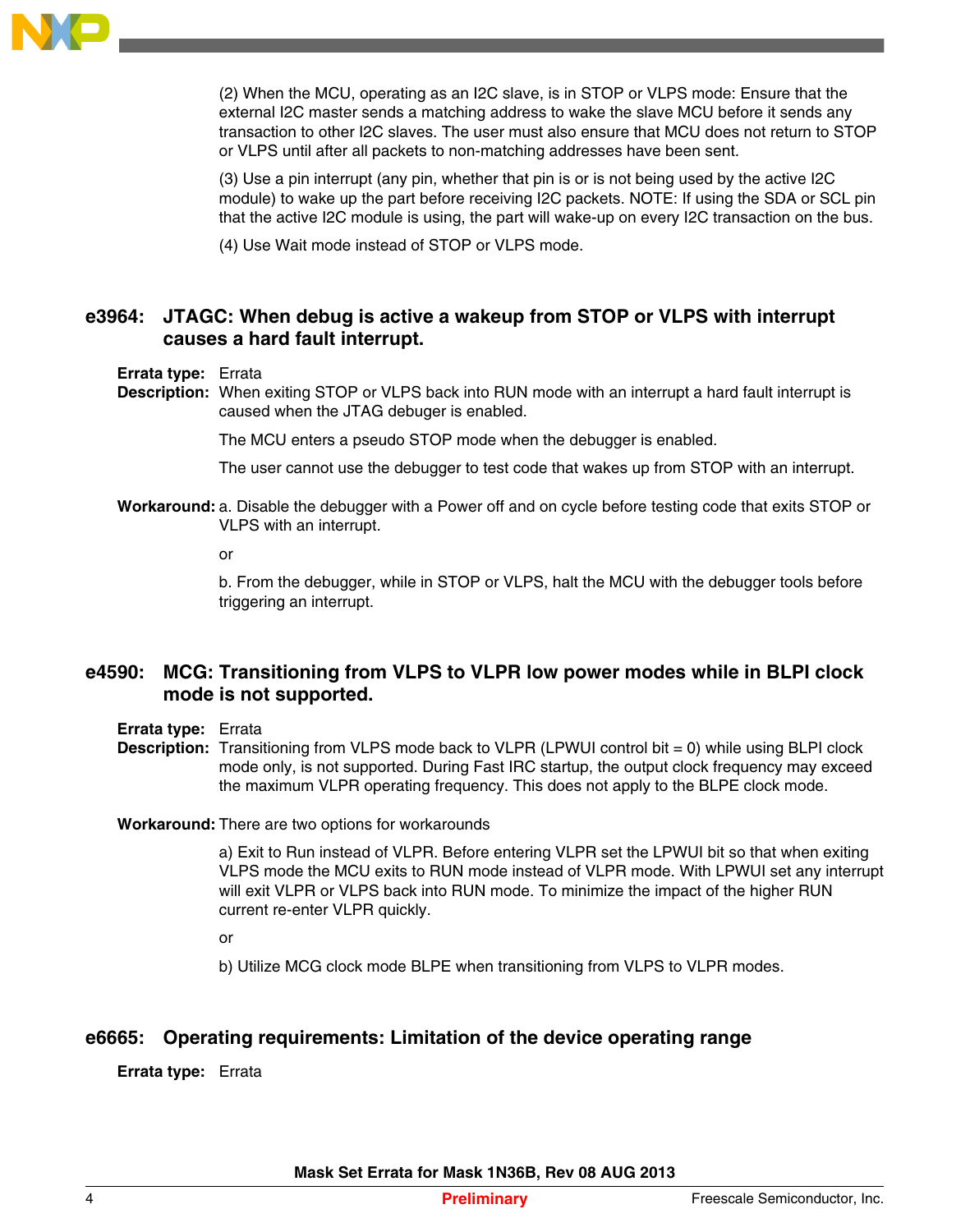(2) When the MCU, operating as an I2C slave, is in STOP or VLPS mode: Ensure that the external I2C master sends a matching address to wake the slave MCU before it sends any transaction to other I2C slaves. The user must also ensure that MCU does not return to STOP or VLPS until after all packets to non-matching addresses have been sent.

(3) Use a pin interrupt (any pin, whether that pin is or is not being used by the active I2C module) to wake up the part before receiving I2C packets. NOTE: If using the SDA or SCL pin that the active I2C module is using, the part will wake-up on every I2C transaction on the bus.

(4) Use Wait mode instead of STOP or VLPS mode.

## e3964: JTAGC: When debug is active a wakeup from STOP or VLPS with interrupt causes a hard fault interrupt.

**Errata type:** Errata

**Description:** When exiting STOP or VLPS back into RUN mode with an interrupt a hard fault interrupt is caused when the JTAG debuger is enabled.

The MCU enters a pseudo STOP mode when the debugger is enabled.

The user cannot use the debugger to test code that wakes up from STOP with an interrupt.

**Workaround:** a. Disable the debugger with a Power off and on cycle before testing code that exits STOP or VLPS with an interrupt.

or

b. From the debugger, while in STOP or VLPS, halt the MCU with the debugger tools before triggering an interrupt.

## e4590: MCG: Transitioning from VLPS to VLPR low power modes while in BLPI clock mode is not supported.

**Errata type:** Errata

**Description:** Transitioning from VLPS mode back to VLPR (LPWUI control bit = 0) while using BLPI clock mode only, is not supported. During Fast IRC startup, the output clock frequency may exceed the maximum VLPR operating frequency. This does not apply to the BLPE clock mode.

**Workaround:** There are two options for workarounds

a) Exit to Run instead of VLPR. Before entering VLPR set the LPWUI bit so that when exiting VLPS mode the MCU exits to RUN mode instead of VLPR mode. With LPWUI set any interrupt will exit VLPR or VLPS back into RUN mode. To minimize the impact of the higher RUN current re-enter VLPR quickly.

or

b) Utilize MCG clock mode BLPE when transitioning from VLPS to VLPR modes.

## e6665: Operating requirements: Limitation of the device operating range

**Errata type:** Errata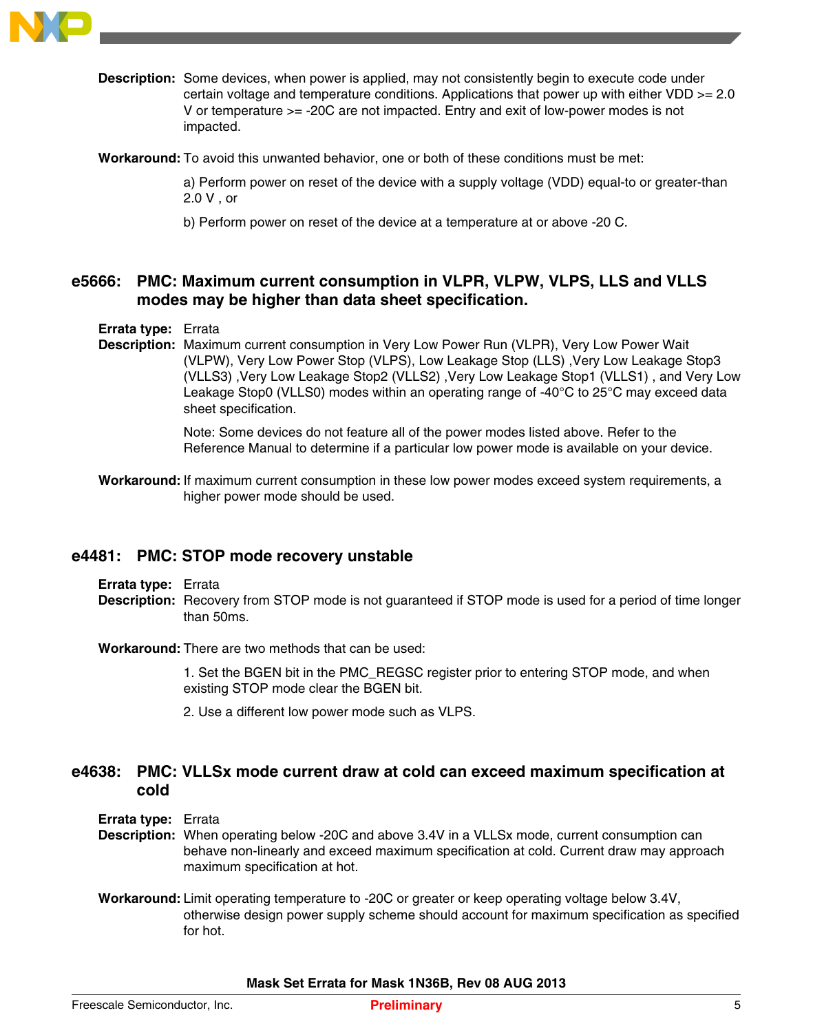**Description:** Some devices, when power is applied, may not consistently begin to execute code under certain voltage and temperature conditions. Applications that power up with either VDD >= 2.0 V or temperature >= -20C are not impacted. Entry and exit of low-power modes is not impacted.

**Workaround:** To avoid this unwanted behavior, one or both of these conditions must be met:

a) Perform power on reset of the device with a supply voltage (VDD) equal-to or greater-than 2.0 V , or

b) Perform power on reset of the device at a temperature at or above -20 C.

## e5666: PMC: Maximum current consumption in VLPR, VLPW, VLPS, LLS and VLLS modes may be higher than data sheet specification.

**Errata type:** Errata

**Description:** Maximum current consumption in Very Low Power Run (VLPR), Very Low Power Wait (VLPW), Very Low Power Stop (VLPS), Low Leakage Stop (LLS) ,Very Low Leakage Stop3 (VLLS3) ,Very Low Leakage Stop2 (VLLS2) ,Very Low Leakage Stop1 (VLLS1) , and Very Low Leakage Stop0 (VLLS0) modes within an operating range of -40°C to 25°C may exceed data sheet specification.

Note: Some devices do not feature all of the power modes listed above. Refer to the Reference Manual to determine if a particular low power mode is available on your device.

**Workaround:** If maximum current consumption in these low power modes exceed system requirements, a higher power mode should be used.

## e4481: PMC: STOP mode recovery unstable

**Errata type:** Errata

**Description:** Recovery from STOP mode is not guaranteed if STOP mode is used for a period of time longer than 50ms.

**Workaround:** There are two methods that can be used:

1. Set the BGEN bit in the PMC_REGSC register prior to entering STOP mode, and when existing STOP mode clear the BGEN bit.

2. Use a different low power mode such as VLPS.

## e4638: PMC: VLLSx mode current draw at cold can exceed maximum specification at cold

**Errata type:** Errata

**Description:** When operating below -20C and above 3.4V in a VLLSx mode, current consumption can behave non-linearly and exceed maximum specification at cold. Current draw may approach maximum specification at hot.

**Workaround:** Limit operating temperature to -20C or greater or keep operating voltage below 3.4V, otherwise design power supply scheme should account for maximum specification as specified for hot.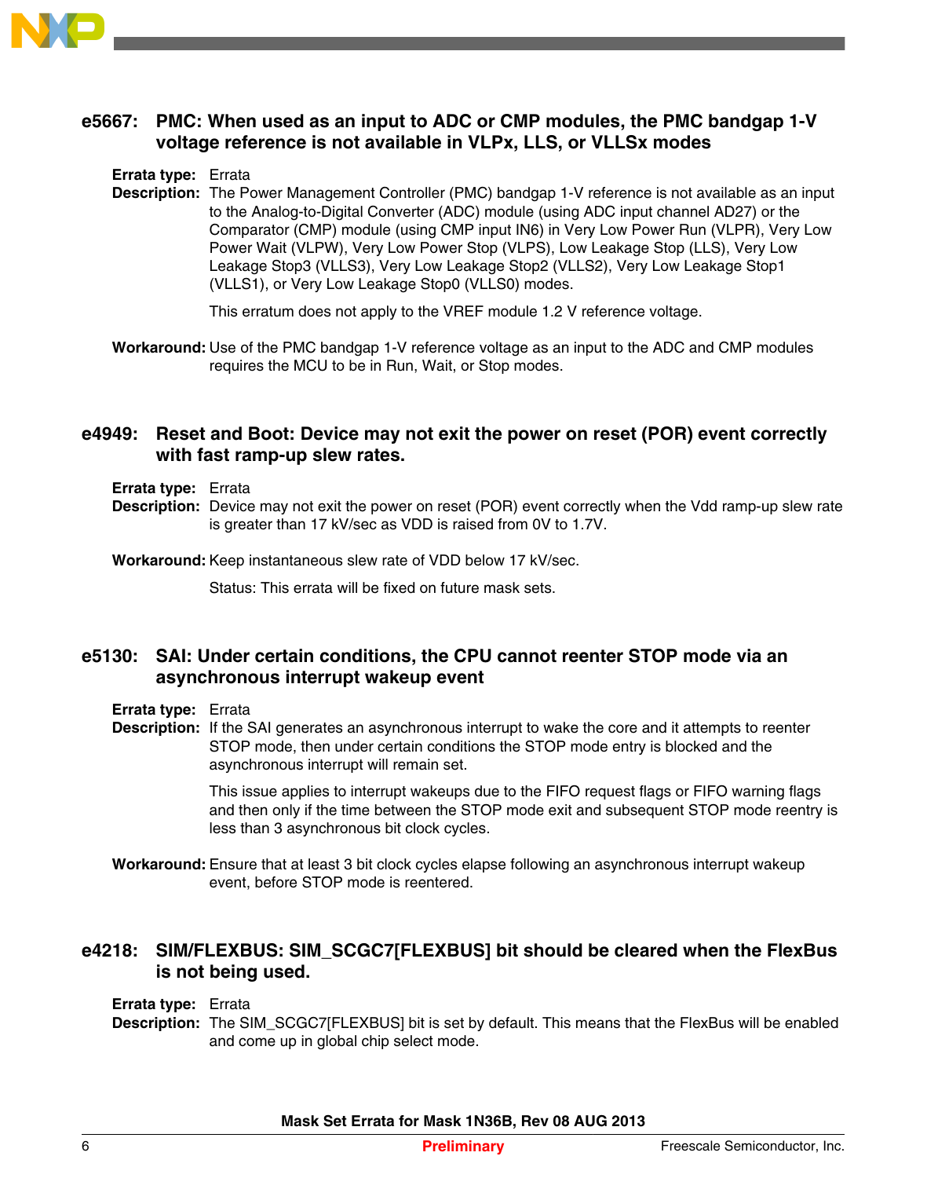## e5667: PMC: When used as an input to ADC or CMP modules, the PMC bandgap 1-V voltage reference is not available in VLPx, LLS, or VLLSx modes

**Errata type:** Errata

**Description:** The Power Management Controller (PMC) bandgap 1-V reference is not available as an input to the Analog-to-Digital Converter (ADC) module (using ADC input channel AD27) or the Comparator (CMP) module (using CMP input IN6) in Very Low Power Run (VLPR), Very Low Power Wait (VLPW), Very Low Power Stop (VLPS), Low Leakage Stop (LLS), Very Low Leakage Stop3 (VLLS3), Very Low Leakage Stop2 (VLLS2), Very Low Leakage Stop1 (VLLS1), or Very Low Leakage Stop0 (VLLS0) modes.

This erratum does not apply to the VREF module 1.2 V reference voltage.

**Workaround:** Use of the PMC bandgap 1-V reference voltage as an input to the ADC and CMP modules requires the MCU to be in Run, Wait, or Stop modes.

## e4949: Reset and Boot: Device may not exit the power on reset (POR) event correctly with fast ramp-up slew rates.

**Errata type:** Errata

**Description:** Device may not exit the power on reset (POR) event correctly when the Vdd ramp-up slew rate is greater than 17 kV/sec as VDD is raised from 0V to 1.7V.

**Workaround:** Keep instantaneous slew rate of VDD below 17 kV/sec.

Status: This errata will be fixed on future mask sets.

## e5130: SAI: Under certain conditions, the CPU cannot reenter STOP mode via an asynchronous interrupt wakeup event

**Errata type:** Errata

**Description:** If the SAI generates an asynchronous interrupt to wake the core and it attempts to reenter STOP mode, then under certain conditions the STOP mode entry is blocked and the asynchronous interrupt will remain set.

This issue applies to interrupt wakeups due to the FIFO request flags or FIFO warning flags and then only if the time between the STOP mode exit and subsequent STOP mode reentry is less than 3 asynchronous bit clock cycles.

**Workaround:** Ensure that at least 3 bit clock cycles elapse following an asynchronous interrupt wakeup event, before STOP mode is reentered.

## e4218: SIM/FLEXBUS: SIM_SCGC7[FLEXBUS] bit should be cleared when the FlexBus is not being used.

**Errata type:** Errata

**Description:** The SIM_SCGC7[FLEXBUS] bit is set by default. This means that the FlexBus will be enabled and come up in global chip select mode.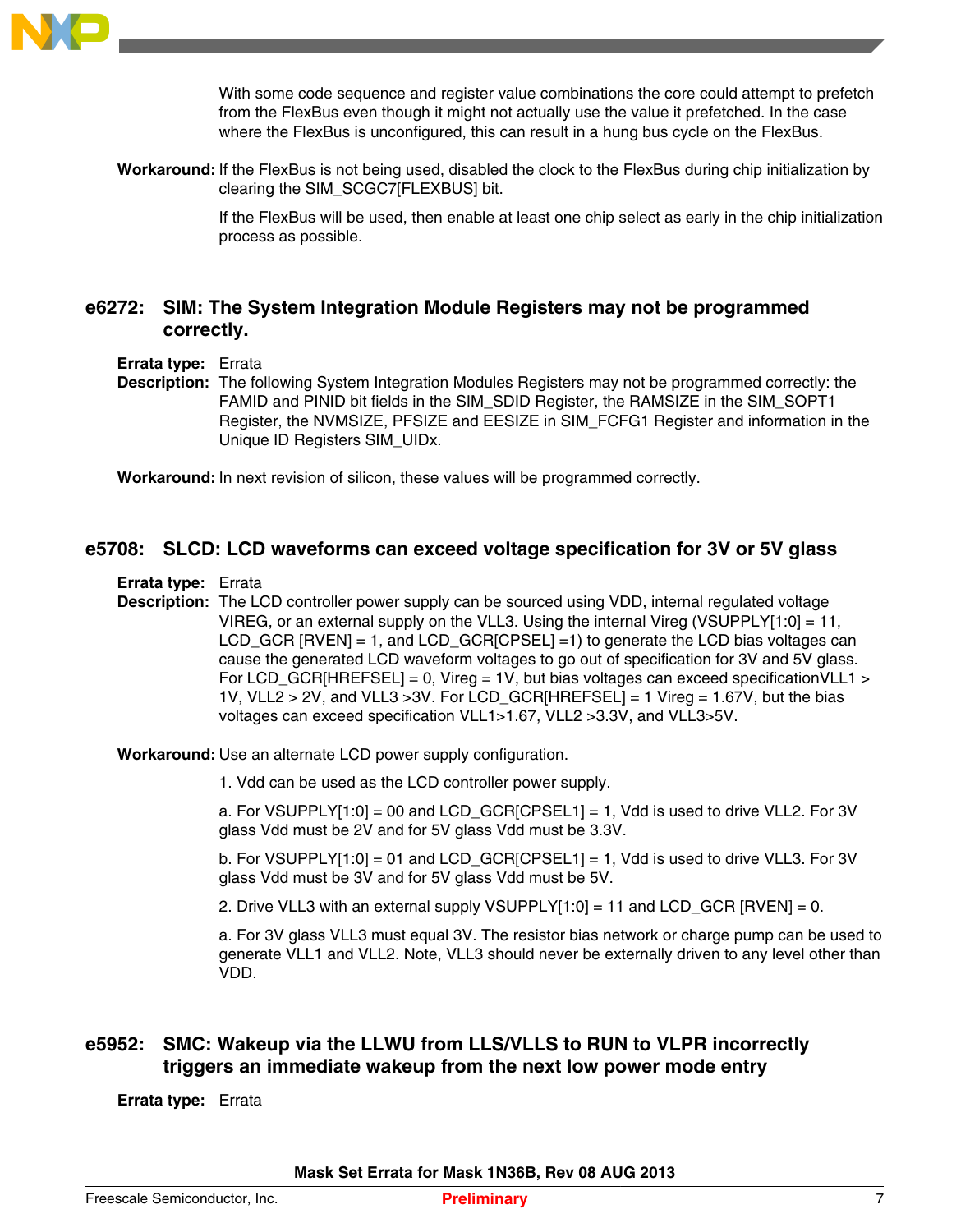With some code sequence and register value combinations the core could attempt to prefetch from the FlexBus even though it might not actually use the value it prefetched. In the case where the FlexBus is unconfigured, this can result in a hung bus cycle on the FlexBus.

**Workaround:** If the FlexBus is not being used, disabled the clock to the FlexBus during chip initialization by clearing the SIM_SCGC7[FLEXBUS] bit.

If the FlexBus will be used, then enable at least one chip select as early in the chip initialization process as possible.

## e6272: SIM: The System Integration Module Registers may not be programmed correctly.

**Errata type:** Errata

**Description:** The following System Integration Modules Registers may not be programmed correctly: the FAMID and PINID bit fields in the SIM_SDID Register, the RAMSIZE in the SIM_SOPT1 Register, the NVMSIZE, PFSIZE and EESIZE in SIM_FCFG1 Register and information in the Unique ID Registers SIM_UIDx.

**Workaround:** In next revision of silicon, these values will be programmed correctly.

## e5708: SLCD: LCD waveforms can exceed voltage specification for 3V or 5V glass

**Errata type:** Errata

**Description:** The LCD controller power supply can be sourced using VDD, internal regulated voltage VIREG, or an external supply on the VLL3. Using the internal Vireg (VSUPPLY[1:0] = 11, LCD_GCR [RVEN] = 1, and LCD_GCR[CPSEL] =1) to generate the LCD bias voltages can cause the generated LCD waveform voltages to go out of specification for 3V and 5V glass. For LCD_GCR[HREFSEL] = 0, Vireg = 1V, but bias voltages can exceed specificationVLL1 > 1V, VLL2 > 2V, and VLL3 >3V. For LCD_GCR[HREFSEL] = 1 Vireg = 1.67V, but the bias voltages can exceed specification VLL1>1.67, VLL2 >3.3V, and VLL3>5V.

**Workaround:** Use an alternate LCD power supply configuration.

1. Vdd can be used as the LCD controller power supply.

a. For VSUPPLY[1:0] = 00 and LCD_GCR[CPSEL1] = 1, Vdd is used to drive VLL2. For 3V glass Vdd must be 2V and for 5V glass Vdd must be 3.3V.

b. For VSUPPLY[1:0] = 01 and LCD_GCR[CPSEL1] = 1, Vdd is used to drive VLL3. For 3V glass Vdd must be 3V and for 5V glass Vdd must be 5V.

2. Drive VLL3 with an external supply VSUPPLY[1:0] = 11 and LCD_GCR [RVEN] = 0.

a. For 3V glass VLL3 must equal 3V. The resistor bias network or charge pump can be used to generate VLL1 and VLL2. Note, VLL3 should never be externally driven to any level other than VDD.

## e5952: SMC: Wakeup via the LLWU from LLS/VLLS to RUN to VLPR incorrectly triggers an immediate wakeup from the next low power mode entry

**Errata type:** Errata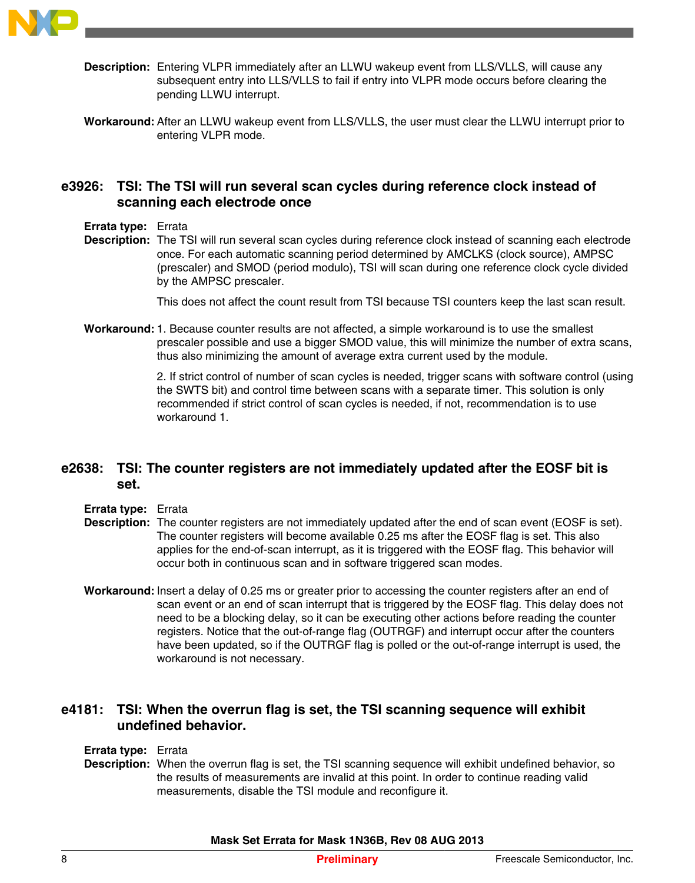**Description:** Entering VLPR immediately after an LLWU wakeup event from LLS/VLLS, will cause any subsequent entry into LLS/VLLS to fail if entry into VLPR mode occurs before clearing the pending LLWU interrupt.

**Workaround:** After an LLWU wakeup event from LLS/VLLS, the user must clear the LLWU interrupt prior to entering VLPR mode.

## e3926: TSI: The TSI will run several scan cycles during reference clock instead of scanning each electrode once

**Errata type:** Errata

**Description:** The TSI will run several scan cycles during reference clock instead of scanning each electrode once. For each automatic scanning period determined by AMCLKS (clock source), AMPSC (prescaler) and SMOD (period modulo), TSI will scan during one reference clock cycle divided by the AMPSC prescaler.

This does not affect the count result from TSI because TSI counters keep the last scan result.

**Workaround:** 1. Because counter results are not affected, a simple workaround is to use the smallest prescaler possible and use a bigger SMOD value, this will minimize the number of extra scans, thus also minimizing the amount of average extra current used by the module.

2. If strict control of number of scan cycles is needed, trigger scans with software control (using the SWTS bit) and control time between scans with a separate timer. This solution is only recommended if strict control of scan cycles is needed, if not, recommendation is to use workaround 1.

## e2638: TSI: The counter registers are not immediately updated after the EOSF bit is set.

**Errata type:** Errata

**Description:** The counter registers are not immediately updated after the end of scan event (EOSF is set). The counter registers will become available 0.25 ms after the EOSF flag is set. This also applies for the end-of-scan interrupt, as it is triggered with the EOSF flag. This behavior will occur both in continuous scan and in software triggered scan modes.

**Workaround:** Insert a delay of 0.25 ms or greater prior to accessing the counter registers after an end of scan event or an end of scan interrupt that is triggered by the EOSF flag. This delay does not need to be a blocking delay, so it can be executing other actions before reading the counter registers. Notice that the out-of-range flag (OUTRGF) and interrupt occur after the counters have been updated, so if the OUTRGF flag is polled or the out-of-range interrupt is used, the workaround is not necessary.

## e4181: TSI: When the overrun flag is set, the TSI scanning sequence will exhibit undefined behavior.

**Errata type:** Errata

**Description:** When the overrun flag is set, the TSI scanning sequence will exhibit undefined behavior, so the results of measurements are invalid at this point. In order to continue reading valid measurements, disable the TSI module and reconfigure it.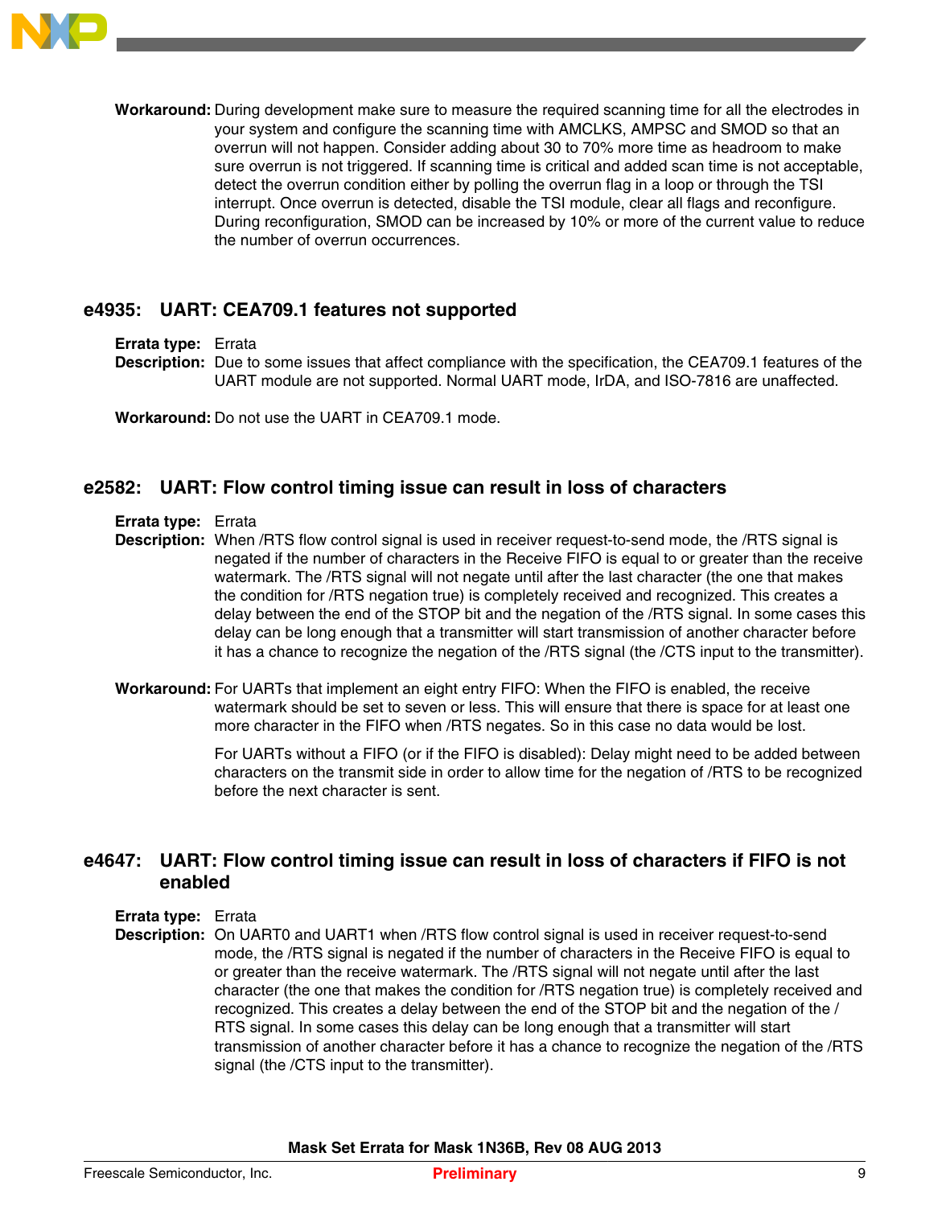**Workaround:** During development make sure to measure the required scanning time for all the electrodes in your system and configure the scanning time with AMCLKS, AMPSC and SMOD so that an overrun will not happen. Consider adding about 30 to 70% more time as headroom to make sure overrun is not triggered. If scanning time is critical and added scan time is not acceptable, detect the overrun condition either by polling the overrun flag in a loop or through the TSI interrupt. Once overrun is detected, disable the TSI module, clear all flags and reconfigure. During reconfiguration, SMOD can be increased by 10% or more of the current value to reduce the number of overrun occurrences.

## e4935: UART: CEA709.1 features not supported

**Errata type:** Errata

**Description:** Due to some issues that affect compliance with the specification, the CEA709.1 features of the UART module are not supported. Normal UART mode, IrDA, and ISO-7816 are unaffected.

**Workaround:** Do not use the UART in CEA709.1 mode.

## e2582: UART: Flow control timing issue can result in loss of characters

**Errata type:** Errata

**Description:** When /RTS flow control signal is used in receiver request-to-send mode, the /RTS signal is negated if the number of characters in the Receive FIFO is equal to or greater than the receive watermark. The /RTS signal will not negate until after the last character (the one that makes the condition for /RTS negation true) is completely received and recognized. This creates a delay between the end of the STOP bit and the negation of the /RTS signal. In some cases this delay can be long enough that a transmitter will start transmission of another character before it has a chance to recognize the negation of the /RTS signal (the /CTS input to the transmitter).

**Workaround:** For UARTs that implement an eight entry FIFO: When the FIFO is enabled, the receive watermark should be set to seven or less. This will ensure that there is space for at least one more character in the FIFO when /RTS negates. So in this case no data would be lost.

For UARTs without a FIFO (or if the FIFO is disabled): Delay might need to be added between characters on the transmit side in order to allow time for the negation of /RTS to be recognized before the next character is sent.

## e4647: UART: Flow control timing issue can result in loss of characters if FIFO is not enabled

**Errata type:** Errata

**Description:** On UART0 and UART1 when /RTS flow control signal is used in receiver request-to-send mode, the /RTS signal is negated if the number of characters in the Receive FIFO is equal to or greater than the receive watermark. The /RTS signal will not negate until after the last character (the one that makes the condition for /RTS negation true) is completely received and recognized. This creates a delay between the end of the STOP bit and the negation of the /RTS signal. In some cases this delay can be long enough that a transmitter will start transmission of another character before it has a chance to recognize the negation of the /RTS signal (the /CTS input to the transmitter).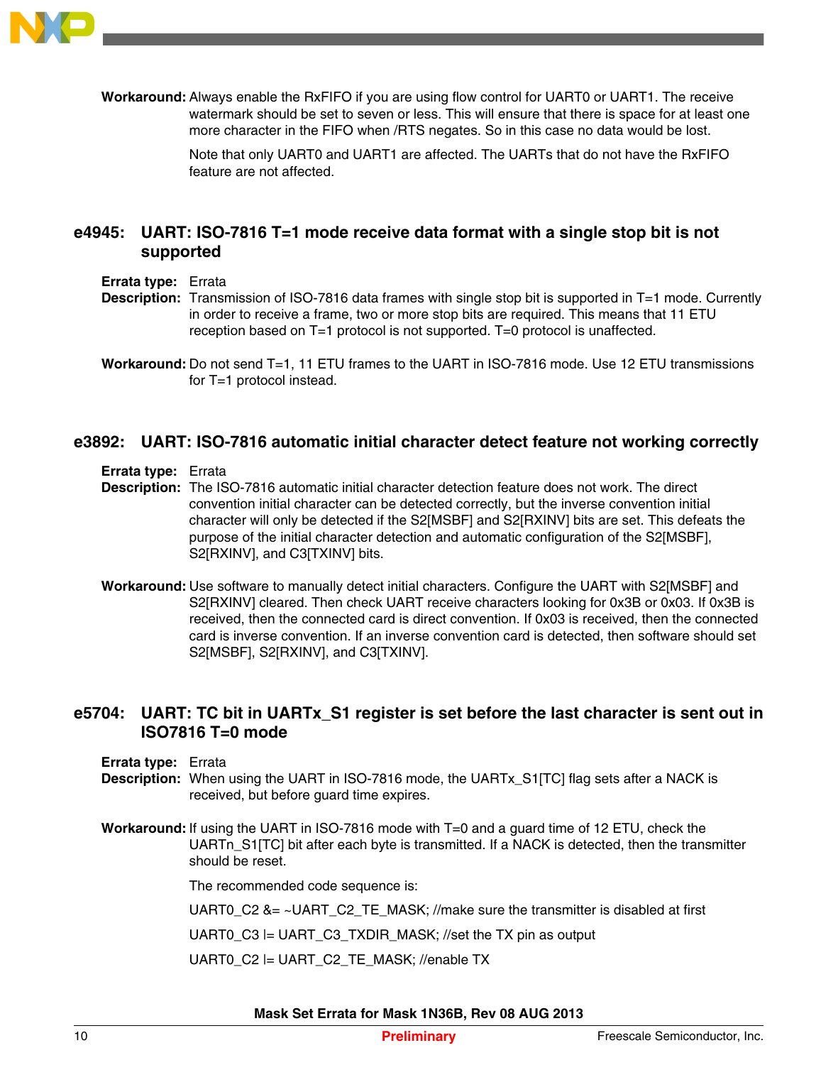**Workaround:** Always enable the RxFIFO if you are using flow control for UART0 or UART1. The receive watermark should be set to seven or less. This will ensure that there is space for at least one more character in the FIFO when /RTS negates. So in this case no data would be lost.

Note that only UART0 and UART1 are affected. The UARTs that do not have the RxFIFO feature are not affected.

## e4945: UART: ISO-7816 T=1 mode receive data format with a single stop bit is not supported

**Errata type:** Errata

**Description:** Transmission of ISO-7816 data frames with single stop bit is supported in T=1 mode. Currently in order to receive a frame, two or more stop bits are required. This means that 11 ETU reception based on T=1 protocol is not supported. T=0 protocol is unaffected.

**Workaround:** Do not send T=1, 11 ETU frames to the UART in ISO-7816 mode. Use 12 ETU transmissions for T=1 protocol instead.

## e3892: UART: ISO-7816 automatic initial character detect feature not working correctly

**Errata type:** Errata

**Description:** The ISO-7816 automatic initial character detection feature does not work. The direct convention initial character can be detected correctly, but the inverse convention initial character will only be detected if the S2[MSBF] and S2[RXINV] bits are set. This defeats the purpose of the initial character detection and automatic configuration of the S2[MSBF], S2[RXINV], and C3[TXINV] bits.

**Workaround:** Use software to manually detect initial characters. Configure the UART with S2[MSBF] and S2[RXINV] cleared. Then check UART receive characters looking for 0x3B or 0x03. If 0x3B is received, then the connected card is direct convention. If 0x03 is received, then the connected card is inverse convention. If an inverse convention card is detected, then software should set S2[MSBF], S2[RXINV], and C3[TXINV].

## e5704: UART: TC bit in UARTx_S1 register is set before the last character is sent out in ISO7816 T=0 mode

**Errata type:** Errata

**Description:** When using the UART in ISO-7816 mode, the UARTx_S1[TC] flag sets after a NACK is received, but before guard time expires.

**Workaround:** If using the UART in ISO-7816 mode with T=0 and a guard time of 12 ETU, check the UARTn_S1[TC] bit after each byte is transmitted. If a NACK is detected, then the transmitter should be reset.

The recommended code sequence is:

```
UART0_C2 &= ~UART_C2_TE_MASK; //make sure the transmitter is disabled at first

UART0_C3 |= UART_C3_TXDIR_MASK; //set the TX pin as output

UART0_C2 |= UART_C2_TE_MASK; //enable TX
```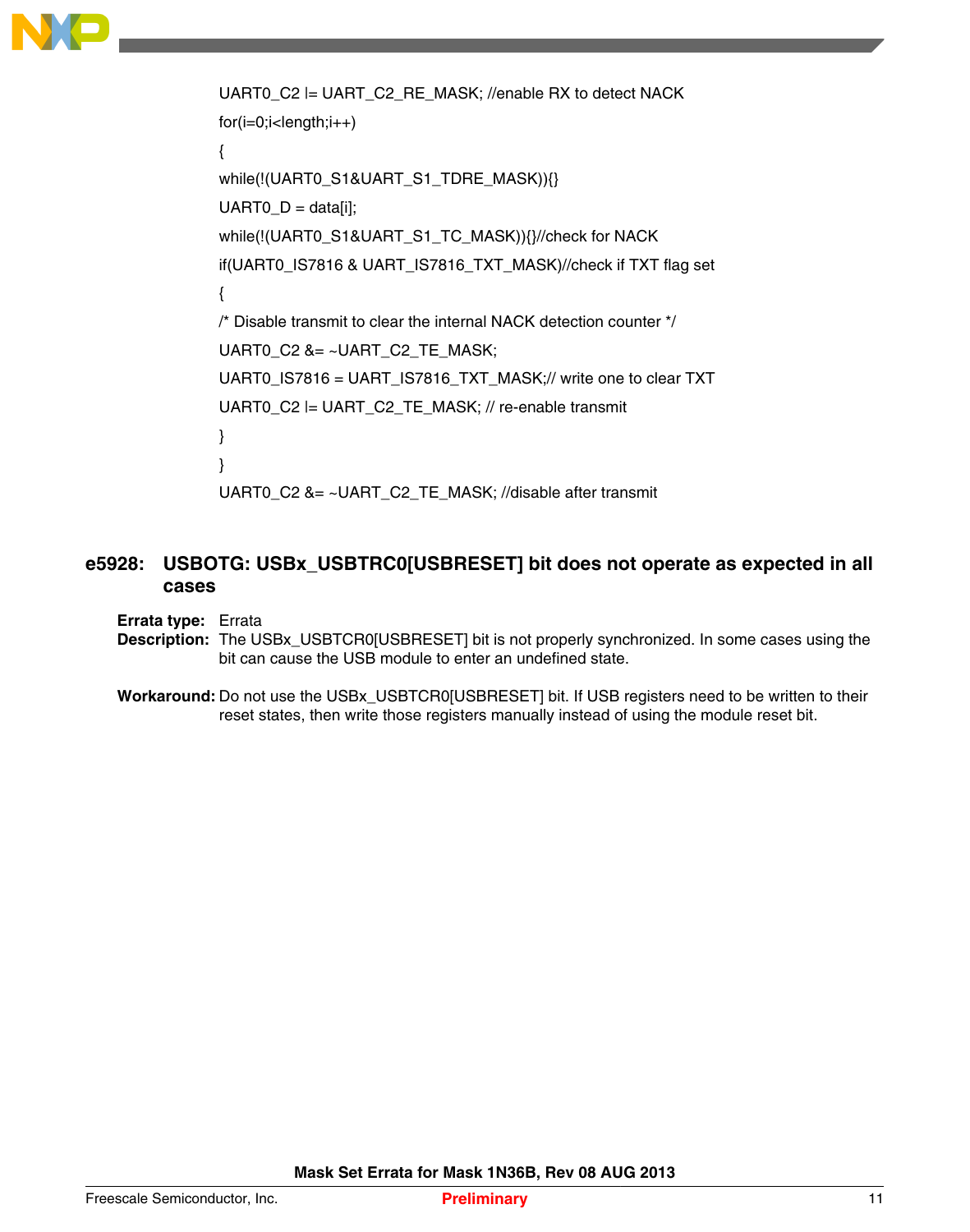```
UART0_C2 |= UART_C2_RE_MASK; //enable RX to detect NACK
for(i=0;i<length;i++)
{
while(!(UART0_S1&UART_S1_TDRE_MASK)){}
UART0_D = data[i];
while(!(UART0_S1&UART_S1_TC_MASK)){}//check for NACK
if(UART0_IS7816 & UART_IS7816_TXT_MASK)//check if TXT flag set
{
/* Disable transmit to clear the internal NACK detection counter */
UART0_C2 &= ~UART_C2_TE_MASK;
UART0_IS7816 = UART_IS7816_TXT_MASK;// write one to clear TXT
UART0_C2 |= UART_C2_TE_MASK; // re-enable transmit
}
}
UART0_C2 &= ~UART_C2_TE_MASK; //disable after transmit
```

## e5928: USBOTG: USBx_USBTRC0[USBRESET] bit does not operate as expected in all cases

**Errata type:** Errata

**Description:** The USBx_USBTCR0[USBRESET] bit is not properly synchronized. In some cases using the bit can cause the USB module to enter an undefined state.

**Workaround:** Do not use the USBx_USBTCR0[USBRESET] bit. If USB registers need to be written to their reset states, then write those registers manually instead of using the module reset bit.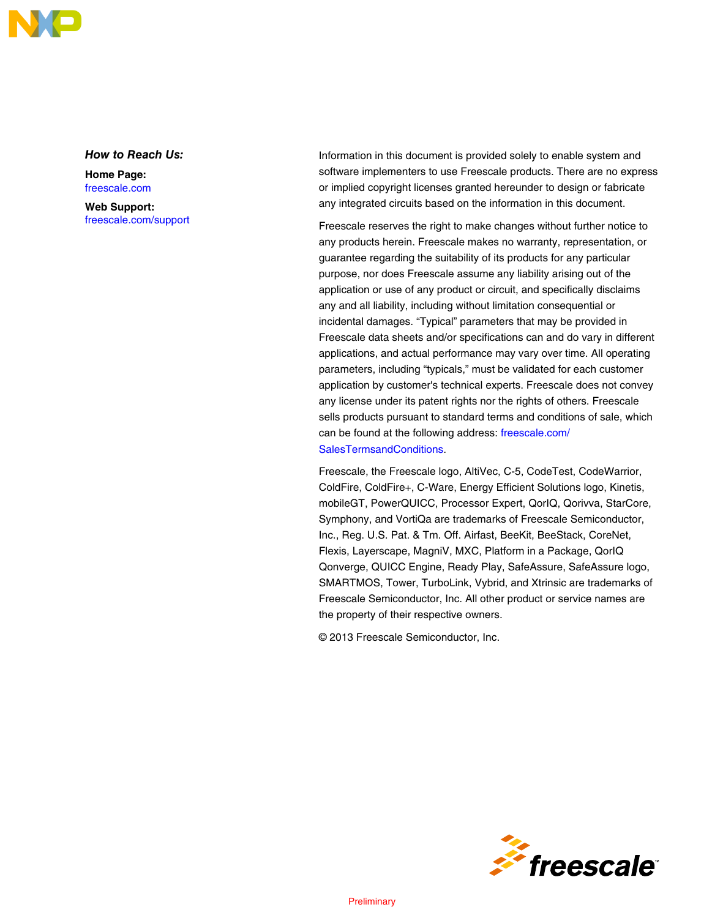***How to Reach Us:***

**Home Page:**
freescale.com

**Web Support:**
freescale.com/support

Information in this document is provided solely to enable system and software implementers to use Freescale products. There are no express or implied copyright licenses granted hereunder to design or fabricate any integrated circuits based on the information in this document.

Freescale reserves the right to make changes without further notice to any products herein. Freescale makes no warranty, representation, or guarantee regarding the suitability of its products for any particular purpose, nor does Freescale assume any liability arising out of the application or use of any product or circuit, and specifically disclaims any and all liability, including without limitation consequential or incidental damages. "Typical" parameters that may be provided in Freescale data sheets and/or specifications can and do vary in different applications, and actual performance may vary over time. All operating parameters, including "typicals," must be validated for each customer application by customer's technical experts. Freescale does not convey any license under its patent rights nor the rights of others. Freescale sells products pursuant to standard terms and conditions of sale, which can be found at the following address: freescale.com/SalesTermsandConditions.

Freescale, the Freescale logo, AltiVec, C-5, CodeTest, CodeWarrior, ColdFire, ColdFire+, C-Ware, Energy Efficient Solutions logo, Kinetis, mobileGT, PowerQUICC, Processor Expert, QorIQ, Qorivva, StarCore, Symphony, and VortiQa are trademarks of Freescale Semiconductor, Inc., Reg. U.S. Pat. & Tm. Off. Airfast, BeeKit, BeeStack, CoreNet, Flexis, Layerscape, MagniV, MXC, Platform in a Package, QorIQ Qonverge, QUICC Engine, Ready Play, SafeAssure, SafeAssure logo, SMARTMOS, Tower, TurboLink, Vybrid, and Xtrinsic are trademarks of Freescale Semiconductor, Inc. All other product or service names are the property of their respective owners.

© 2013 Freescale Semiconductor, Inc.